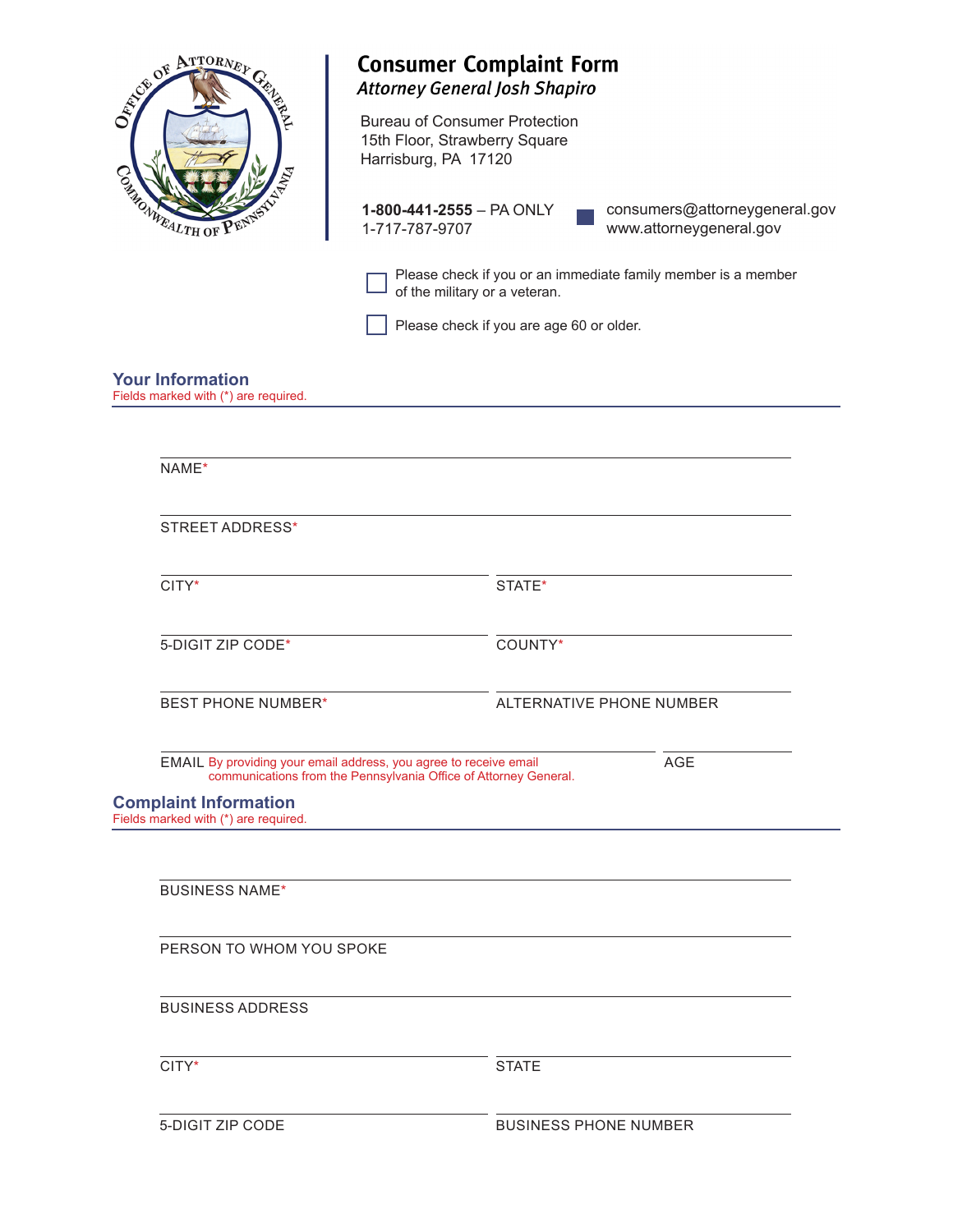# Consumer Complaint Form

*Attorney General Josh Shapiro*

Bureau of Consumer Protection
15th Floor, Strawberry Square
Harrisburg, PA 17120

**1-800-441-2555** – PA ONLY
1-717-787-9707

consumers@attorneygeneral.gov
www.attorneygeneral.gov

☐ Please check if you or an immediate family member is a member of the military or a veteran.

☐ Please check if you are age 60 or older.

## Your Information

Fields marked with (*) are required.

NAME*

STREET ADDRESS*

CITY*

STATE*

5-DIGIT ZIP CODE*

COUNTY*

BEST PHONE NUMBER*

ALTERNATIVE PHONE NUMBER

EMAIL By providing your email address, you agree to receive email communications from the Pennsylvania Office of Attorney General.

AGE

## Complaint Information

Fields marked with (*) are required.

BUSINESS NAME*

PERSON TO WHOM YOU SPOKE

BUSINESS ADDRESS

CITY*

STATE

5-DIGIT ZIP CODE

BUSINESS PHONE NUMBER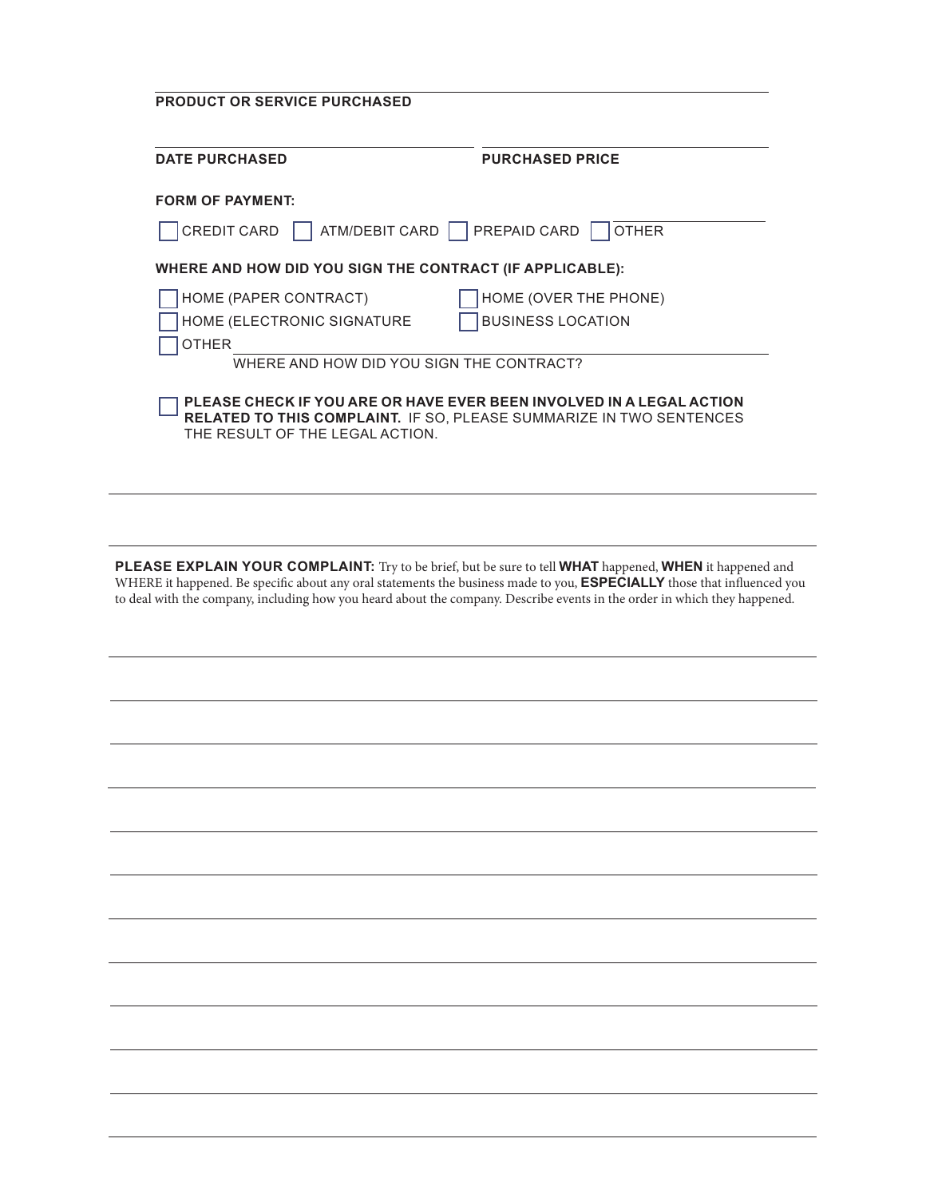**PRODUCT OR SERVICE PURCHASED**

**DATE PURCHASED**

**PURCHASED PRICE**

**FORM OF PAYMENT:**

☐ CREDIT CARD ☐ ATM/DEBIT CARD ☐ PREPAID CARD ☐ OTHER ______

**WHERE AND HOW DID YOU SIGN THE CONTRACT (IF APPLICABLE):**

☐ HOME (PAPER CONTRACT) ☐ HOME (OVER THE PHONE)

☐ HOME (ELECTRONIC SIGNATURE ☐ BUSINESS LOCATION

☐ OTHER ______

WHERE AND HOW DID YOU SIGN THE CONTRACT?

☐ **PLEASE CHECK IF YOU ARE OR HAVE EVER BEEN INVOLVED IN A LEGAL ACTION RELATED TO THIS COMPLAINT.** IF SO, PLEASE SUMMARIZE IN TWO SENTENCES THE RESULT OF THE LEGAL ACTION.

______

______

**PLEASE EXPLAIN YOUR COMPLAINT:** Try to be brief, but be sure to tell **WHAT** happened, **WHEN** it happened and WHERE it happened. Be specific about any oral statements the business made to you, **ESPECIALLY** those that influenced you to deal with the company, including how you heard about the company. Describe events in the order in which they happened.

______

______

______

______

______

______

______

______

______

______

______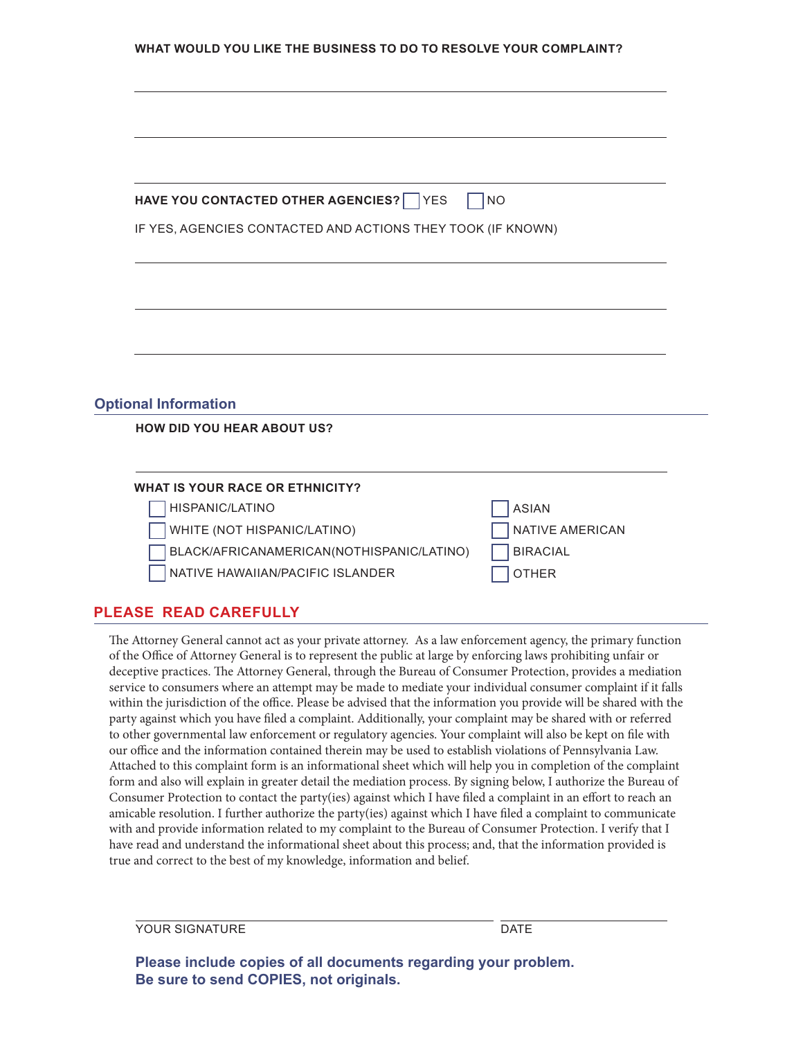**WHAT WOULD YOU LIKE THE BUSINESS TO DO TO RESOLVE YOUR COMPLAINT?**

\_\_\_\_\_\_\_\_\_\_\_\_\_\_\_\_\_\_\_\_\_\_\_\_\_\_\_\_\_\_\_\_\_\_\_\_\_\_\_\_\_\_\_\_\_\_\_\_\_\_\_\_\_\_\_\_\_\_\_\_

\_\_\_\_\_\_\_\_\_\_\_\_\_\_\_\_\_\_\_\_\_\_\_\_\_\_\_\_\_\_\_\_\_\_\_\_\_\_\_\_\_\_\_\_\_\_\_\_\_\_\_\_\_\_\_\_\_\_\_\_

\_\_\_\_\_\_\_\_\_\_\_\_\_\_\_\_\_\_\_\_\_\_\_\_\_\_\_\_\_\_\_\_\_\_\_\_\_\_\_\_\_\_\_\_\_\_\_\_\_\_\_\_\_\_\_\_\_\_\_\_

**HAVE YOU CONTACTED OTHER AGENCIES?** ☐ YES ☐ NO

IF YES, AGENCIES CONTACTED AND ACTIONS THEY TOOK (IF KNOWN)

\_\_\_\_\_\_\_\_\_\_\_\_\_\_\_\_\_\_\_\_\_\_\_\_\_\_\_\_\_\_\_\_\_\_\_\_\_\_\_\_\_\_\_\_\_\_\_\_\_\_\_\_\_\_\_\_\_\_\_\_

\_\_\_\_\_\_\_\_\_\_\_\_\_\_\_\_\_\_\_\_\_\_\_\_\_\_\_\_\_\_\_\_\_\_\_\_\_\_\_\_\_\_\_\_\_\_\_\_\_\_\_\_\_\_\_\_\_\_\_\_

\_\_\_\_\_\_\_\_\_\_\_\_\_\_\_\_\_\_\_\_\_\_\_\_\_\_\_\_\_\_\_\_\_\_\_\_\_\_\_\_\_\_\_\_\_\_\_\_\_\_\_\_\_\_\_\_\_\_\_\_

## Optional Information

**HOW DID YOU HEAR ABOUT US?**

\_\_\_\_\_\_\_\_\_\_\_\_\_\_\_\_\_\_\_\_\_\_\_\_\_\_\_\_\_\_\_\_\_\_\_\_\_\_\_\_\_\_\_\_\_\_\_\_\_\_\_\_\_\_\_\_\_\_\_\_

**WHAT IS YOUR RACE OR ETHNICITY?**

- ☐ HISPANIC/LATINO
- ☐ WHITE (NOT HISPANIC/LATINO)
- ☐ BLACK/AFRICANAMERICAN(NOTHISPANIC/LATINO)
- ☐ NATIVE HAWAIIAN/PACIFIC ISLANDER
- ☐ ASIAN
- ☐ NATIVE AMERICAN
- ☐ BIRACIAL
- ☐ OTHER

## PLEASE READ CAREFULLY

The Attorney General cannot act as your private attorney. As a law enforcement agency, the primary function of the Office of Attorney General is to represent the public at large by enforcing laws prohibiting unfair or deceptive practices. The Attorney General, through the Bureau of Consumer Protection, provides a mediation service to consumers where an attempt may be made to mediate your individual consumer complaint if it falls within the jurisdiction of the office. Please be advised that the information you provide will be shared with the party against which you have filed a complaint. Additionally, your complaint may be shared with or referred to other governmental law enforcement or regulatory agencies. Your complaint will also be kept on file with our office and the information contained therein may be used to establish violations of Pennsylvania Law. Attached to this complaint form is an informational sheet which will help you in completion of the complaint form and also will explain in greater detail the mediation process. By signing below, I authorize the Bureau of Consumer Protection to contact the party(ies) against which I have filed a complaint in an effort to reach an amicable resolution. I further authorize the party(ies) against which I have filed a complaint to communicate with and provide information related to my complaint to the Bureau of Consumer Protection. I verify that I have read and understand the informational sheet about this process; and, that the information provided is true and correct to the best of my knowledge, information and belief.

\_\_\_\_\_\_\_\_\_\_\_\_\_\_\_\_\_\_\_\_\_\_\_\_\_\_\_\_\_\_\_\_\_\_\_\_\_\_\_\_ \_\_\_\_\_\_\_\_\_\_\_\_\_\_\_\_\_\_\_\_

YOUR SIGNATURE DATE

**Please include copies of all documents regarding your problem.**
**Be sure to send COPIES, not originals.**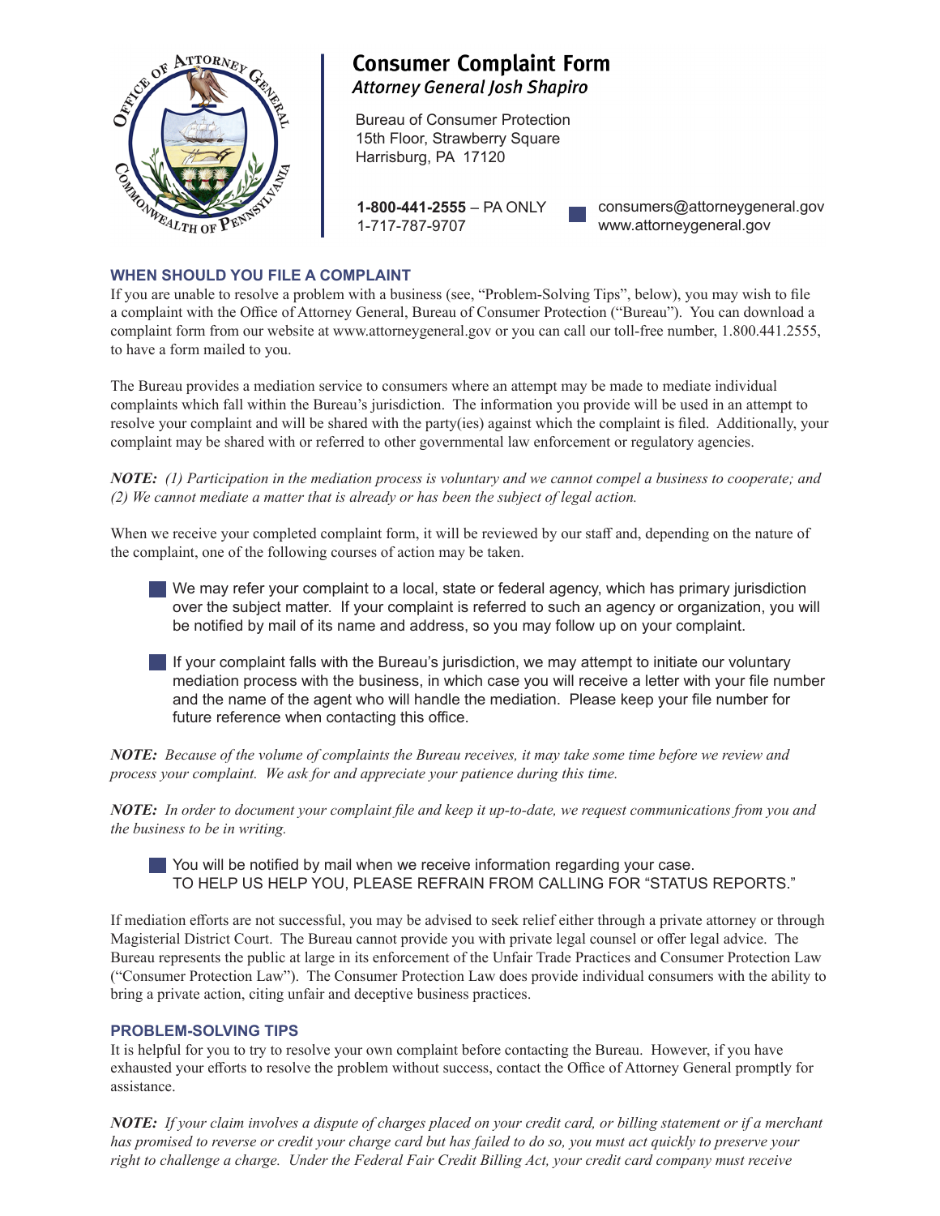# Consumer Complaint Form

*Attorney General Josh Shapiro*

Bureau of Consumer Protection
15th Floor, Strawberry Square
Harrisburg, PA 17120

**1-800-441-2555** – PA ONLY
1-717-787-9707

consumers@attorneygeneral.gov
www.attorneygeneral.gov

## WHEN SHOULD YOU FILE A COMPLAINT

If you are unable to resolve a problem with a business (see, "Problem-Solving Tips", below), you may wish to file a complaint with the Office of Attorney General, Bureau of Consumer Protection ("Bureau"). You can download a complaint form from our website at www.attorneygeneral.gov or you can call our toll-free number, 1.800.441.2555, to have a form mailed to you.

The Bureau provides a mediation service to consumers where an attempt may be made to mediate individual complaints which fall within the Bureau's jurisdiction. The information you provide will be used in an attempt to resolve your complaint and will be shared with the party(ies) against which the complaint is filed. Additionally, your complaint may be shared with or referred to other governmental law enforcement or regulatory agencies.

***NOTE:*** *(1) Participation in the mediation process is voluntary and we cannot compel a business to cooperate; and (2) We cannot mediate a matter that is already or has been the subject of legal action.*

When we receive your completed complaint form, it will be reviewed by our staff and, depending on the nature of the complaint, one of the following courses of action may be taken.

- We may refer your complaint to a local, state or federal agency, which has primary jurisdiction over the subject matter. If your complaint is referred to such an agency or organization, you will be notified by mail of its name and address, so you may follow up on your complaint.
- If your complaint falls with the Bureau's jurisdiction, we may attempt to initiate our voluntary mediation process with the business, in which case you will receive a letter with your file number and the name of the agent who will handle the mediation. Please keep your file number for future reference when contacting this office.

***NOTE:*** *Because of the volume of complaints the Bureau receives, it may take some time before we review and process your complaint. We ask for and appreciate your patience during this time.*

***NOTE:*** *In order to document your complaint file and keep it up-to-date, we request communications from you and the business to be in writing.*

- You will be notified by mail when we receive information regarding your case. TO HELP US HELP YOU, PLEASE REFRAIN FROM CALLING FOR "STATUS REPORTS."

If mediation efforts are not successful, you may be advised to seek relief either through a private attorney or through Magisterial District Court. The Bureau cannot provide you with private legal counsel or offer legal advice. The Bureau represents the public at large in its enforcement of the Unfair Trade Practices and Consumer Protection Law ("Consumer Protection Law"). The Consumer Protection Law does provide individual consumers with the ability to bring a private action, citing unfair and deceptive business practices.

## PROBLEM-SOLVING TIPS

It is helpful for you to try to resolve your own complaint before contacting the Bureau. However, if you have exhausted your efforts to resolve the problem without success, contact the Office of Attorney General promptly for assistance.

***NOTE:*** *If your claim involves a dispute of charges placed on your credit card, or billing statement or if a merchant has promised to reverse or credit your charge card but has failed to do so, you must act quickly to preserve your right to challenge a charge. Under the Federal Fair Credit Billing Act, your credit card company must receive*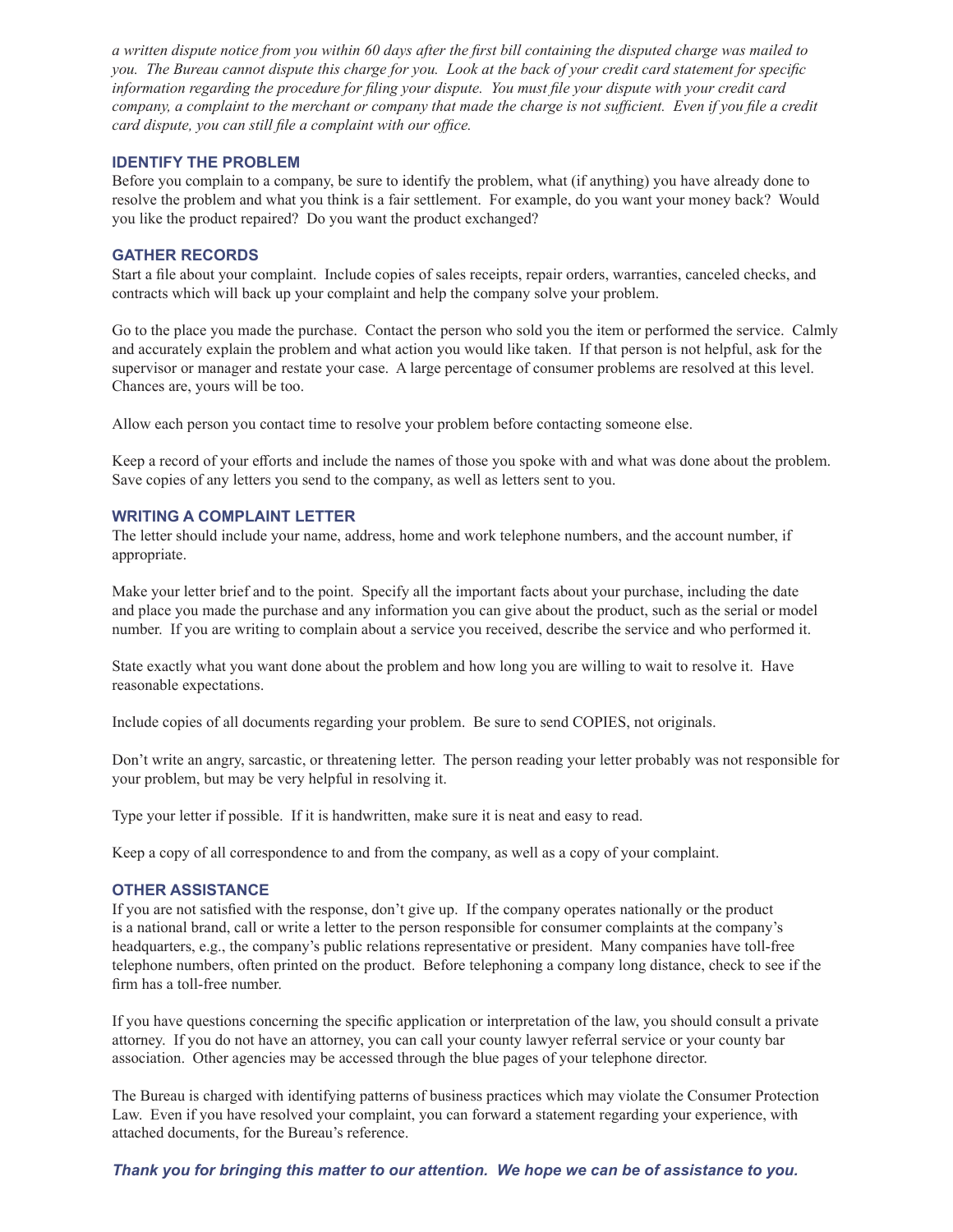*a written dispute notice from you within 60 days after the first bill containing the disputed charge was mailed to you. The Bureau cannot dispute this charge for you. Look at the back of your credit card statement for specific information regarding the procedure for filing your dispute. You must file your dispute with your credit card company, a complaint to the merchant or company that made the charge is not sufficient. Even if you file a credit card dispute, you can still file a complaint with our office.*

### IDENTIFY THE PROBLEM

Before you complain to a company, be sure to identify the problem, what (if anything) you have already done to resolve the problem and what you think is a fair settlement. For example, do you want your money back? Would you like the product repaired? Do you want the product exchanged?

### GATHER RECORDS

Start a file about your complaint. Include copies of sales receipts, repair orders, warranties, canceled checks, and contracts which will back up your complaint and help the company solve your problem.

Go to the place you made the purchase. Contact the person who sold you the item or performed the service. Calmly and accurately explain the problem and what action you would like taken. If that person is not helpful, ask for the supervisor or manager and restate your case. A large percentage of consumer problems are resolved at this level. Chances are, yours will be too.

Allow each person you contact time to resolve your problem before contacting someone else.

Keep a record of your efforts and include the names of those you spoke with and what was done about the problem. Save copies of any letters you send to the company, as well as letters sent to you.

### WRITING A COMPLAINT LETTER

The letter should include your name, address, home and work telephone numbers, and the account number, if appropriate.

Make your letter brief and to the point. Specify all the important facts about your purchase, including the date and place you made the purchase and any information you can give about the product, such as the serial or model number. If you are writing to complain about a service you received, describe the service and who performed it.

State exactly what you want done about the problem and how long you are willing to wait to resolve it. Have reasonable expectations.

Include copies of all documents regarding your problem. Be sure to send COPIES, not originals.

Don't write an angry, sarcastic, or threatening letter. The person reading your letter probably was not responsible for your problem, but may be very helpful in resolving it.

Type your letter if possible. If it is handwritten, make sure it is neat and easy to read.

Keep a copy of all correspondence to and from the company, as well as a copy of your complaint.

### OTHER ASSISTANCE

If you are not satisfied with the response, don't give up. If the company operates nationally or the product is a national brand, call or write a letter to the person responsible for consumer complaints at the company's headquarters, e.g., the company's public relations representative or president. Many companies have toll-free telephone numbers, often printed on the product. Before telephoning a company long distance, check to see if the firm has a toll-free number.

If you have questions concerning the specific application or interpretation of the law, you should consult a private attorney. If you do not have an attorney, you can call your county lawyer referral service or your county bar association. Other agencies may be accessed through the blue pages of your telephone director.

The Bureau is charged with identifying patterns of business practices which may violate the Consumer Protection Law. Even if you have resolved your complaint, you can forward a statement regarding your experience, with attached documents, for the Bureau's reference.

***Thank you for bringing this matter to our attention. We hope we can be of assistance to you.***